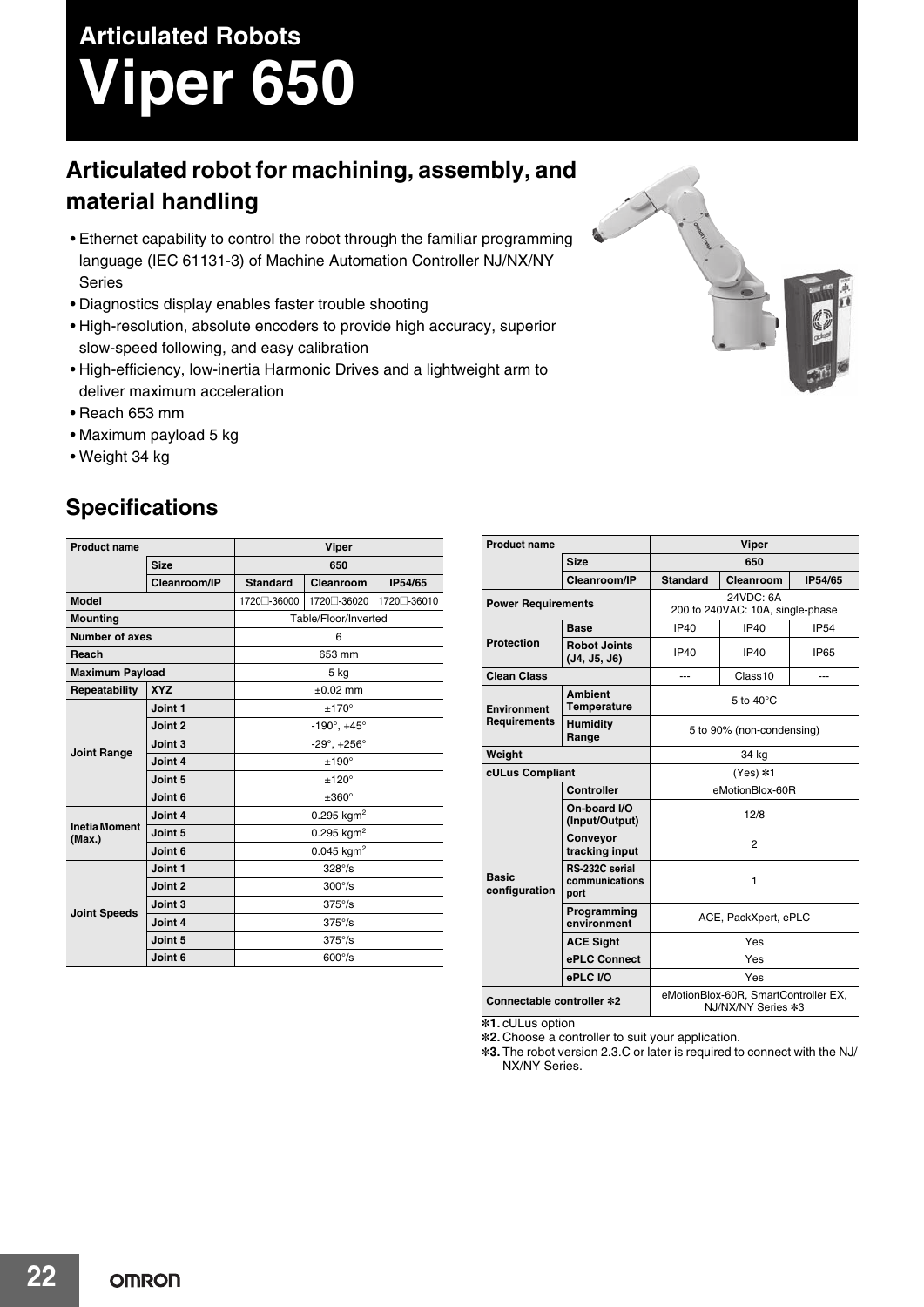# Articulated Robots
# Viper 650

## Articulated robot for machining, assembly, and material handling

- Ethernet capability to control the robot through the familiar programming language (IEC 61131-3) of Machine Automation Controller NJ/NX/NY Series
- Diagnostics display enables faster trouble shooting
- High-resolution, absolute encoders to provide high accuracy, superior slow-speed following, and easy calibration
- High-efficiency, low-inertia Harmonic Drives and a lightweight arm to deliver maximum acceleration
- Reach 653 mm
- Maximum payload 5 kg
- Weight 34 kg

## Specifications

| Product name | | Viper | | |
|---|---|---|---|---|
| | Size | 650 | | |
| | Cleanroom/IP | Standard | Cleanroom | IP54/65 |
| Model | | 1720□-36000 | 1720□-36020 | 1720□-36010 |
| Mounting | | Table/Floor/Inverted | | |
| Number of axes | | 6 | | |
| Reach | | 653 mm | | |
| Maximum Payload | | 5 kg | | |
| Repeatability | XYZ | ±0.02 mm | | |
| Joint Range | Joint 1 | ±170° | | |
| | Joint 2 | -190°, +45° | | |
| | Joint 3 | -29°, +256° | | |
| | Joint 4 | ±190° | | |
| | Joint 5 | ±120° | | |
| | Joint 6 | ±360° | | |
| Inetia Moment (Max.) | Joint 4 | 0.295 kgm$^2$ | | |
| | Joint 5 | 0.295 kgm$^2$ | | |
| | Joint 6 | 0.045 kgm$^2$ | | |
| Joint Speeds | Joint 1 | 328°/s | | |
| | Joint 2 | 300°/s | | |
| | Joint 3 | 375°/s | | |
| | Joint 4 | 375°/s | | |
| | Joint 5 | 375°/s | | |
| | Joint 6 | 600°/s | | |

| Product name | | Viper | | |
|---|---|---|---|---|
| | Size | 650 | | |
| | Cleanroom/IP | Standard | Cleanroom | IP54/65 |
| Power Requirements | | 24VDC: 6A<br>200 to 240VAC: 10A, single-phase | | |
| Protection | Base | IP40 | IP40 | IP54 |
| | Robot Joints (J4, J5, J6) | IP40 | IP40 | IP65 |
| Clean Class | | --- | Class10 | --- |
| Environment Requirements | Ambient Temperature | 5 to 40°C | | |
| | Humidity Range | 5 to 90% (non-condensing) | | |
| Weight | | 34 kg | | |
| cULus Compliant | | (Yes) *1 | | |
| Basic configuration | Controller | eMotionBlox-60R | | |
| | On-board I/O (Input/Output) | 12/8 | | |
| | Conveyor tracking input | 2 | | |
| | RS-232C serial communications port | 1 | | |
| | Programming environment | ACE, PackXpert, ePLC | | |
| | ACE Sight | Yes | | |
| | ePLC Connect | Yes | | |
| | ePLC I/O | Yes | | |
| Connectable controller *2 | | eMotionBlox-60R, SmartController EX, NJ/NX/NY Series *3 | | |

*1. cULus option
*2. Choose a controller to suit your application.
*3. The robot version 2.3.C or later is required to connect with the NJ/NX/NY Series.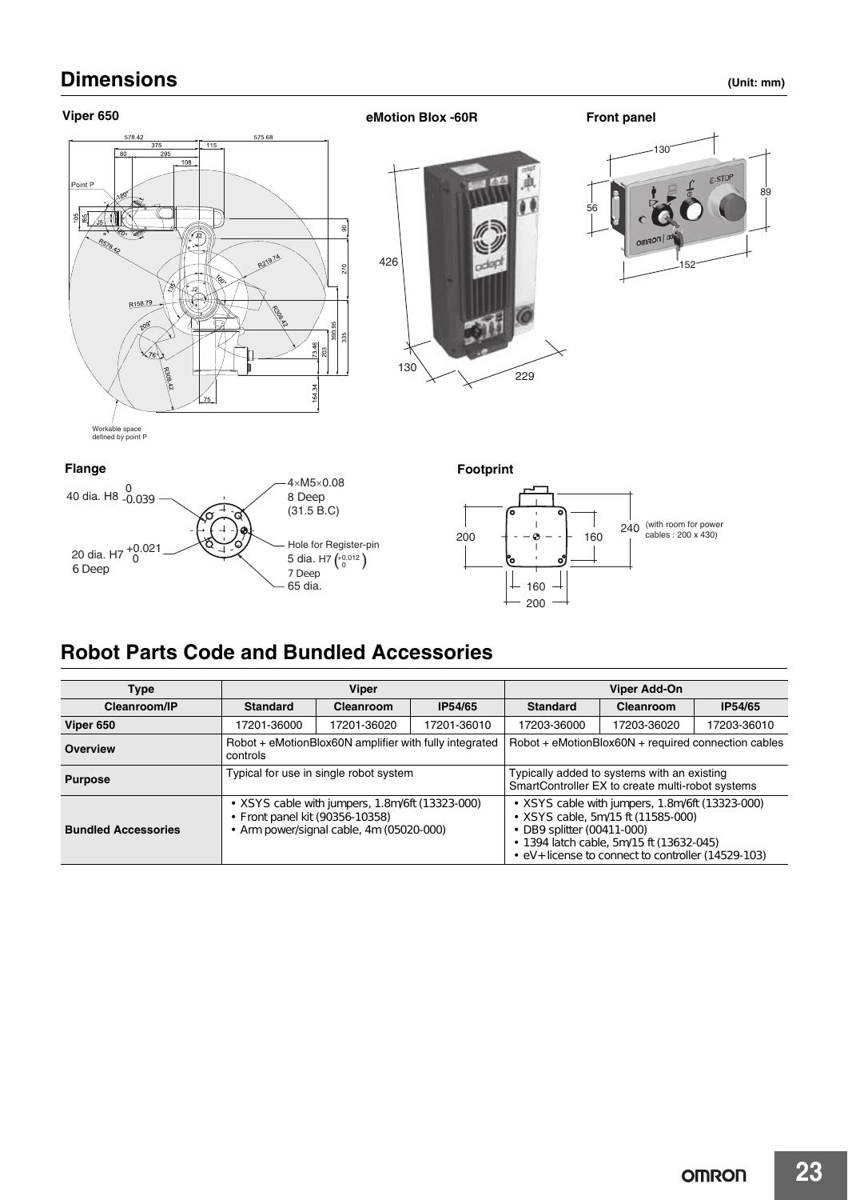## Dimensions

(Unit: mm)

**Viper 650**

578.42
375
80
295
108
115
575.68
Point P
120°
105
65
J5
R578.42
J3
90
R219.74
270
135°
100°
J2
R158.79
R308.42
390.85
335
209°
76°
173.46
203
R308.42
164.34
75

Workable space defined by point P

**eMotion Blox -60R**

426
130
229

**Front panel**

130
56
89
152

**Flange**

40 dia. H8 $^{0}_{-0.039}$

20 dia. H7 $^{+0.021}_{0}$
6 Deep

4×M5×0.08
8 Deep
(31.5 B.C)

Hole for Register-pin
5 dia. H7 $\left(^{+0.012}_{0}\right)$
7 Deep
65 dia.

**Footprint**

200
160
240 (with room for power cables : 200 x 430)
160
200

## Robot Parts Code and Bundled Accessories

| Type | Viper | | | Viper Add-On | | |
|---|---|---|---|---|---|---|
| Cleanroom/IP | Standard | Cleanroom | IP54/65 | Standard | Cleanroom | IP54/65 |
| Viper 650 | 17201-36000 | 17201-36020 | 17201-36010 | 17203-36000 | 17203-36020 | 17203-36010 |
| Overview | Robot + eMotionBlox60N amplifier with fully integrated controls | | | Robot + eMotionBlox60N + required connection cables | | |
| Purpose | Typical for use in single robot system | | | Typically added to systems with an existing SmartController EX to create multi-robot systems | | |
| Bundled Accessories | • XSYS cable with jumpers, 1.8m/6ft (13323-000)<br>• Front panel kit (90356-10358)<br>• Arm power/signal cable, 4m (05020-000) | | | • XSYS cable with jumpers, 1.8m/6ft (13323-000)<br>• XSYS cable, 5m/15 ft (11585-000)<br>• DB9 splitter (00411-000)<br>• 1394 latch cable, 5m/15 ft (13632-045)<br>• eV+license to connect to controller (14529-103) | | |